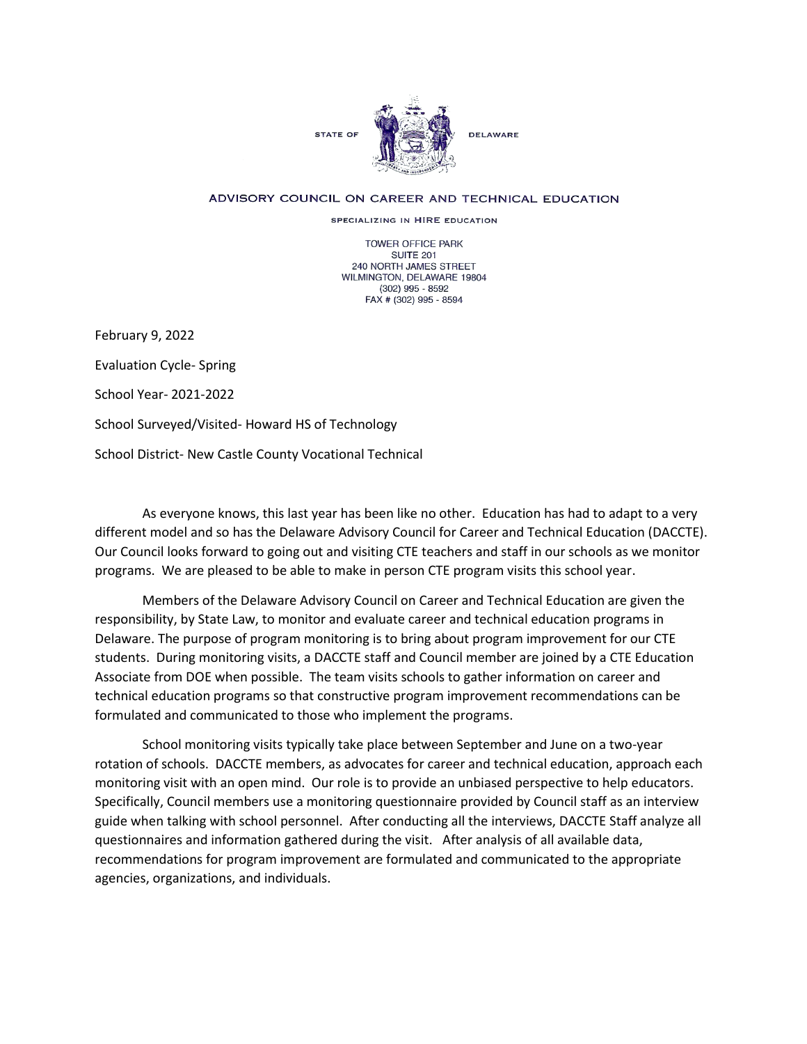STATE OF DELAWARE

ADVISORY COUNCIL ON CAREER AND TECHNICAL EDUCATION

SPECIALIZING IN HIRE EDUCATION

TOWER OFFICE PARK
SUITE 201
240 NORTH JAMES STREET
WILMINGTON, DELAWARE 19804
(302) 995 - 8592
FAX # (302) 995 - 8594

February 9, 2022

Evaluation Cycle- Spring

School Year- 2021-2022

School Surveyed/Visited- Howard HS of Technology

School District- New Castle County Vocational Technical

As everyone knows, this last year has been like no other. Education has had to adapt to a very different model and so has the Delaware Advisory Council for Career and Technical Education (DACCTE). Our Council looks forward to going out and visiting CTE teachers and staff in our schools as we monitor programs. We are pleased to be able to make in person CTE program visits this school year.

Members of the Delaware Advisory Council on Career and Technical Education are given the responsibility, by State Law, to monitor and evaluate career and technical education programs in Delaware. The purpose of program monitoring is to bring about program improvement for our CTE students. During monitoring visits, a DACCTE staff and Council member are joined by a CTE Education Associate from DOE when possible. The team visits schools to gather information on career and technical education programs so that constructive program improvement recommendations can be formulated and communicated to those who implement the programs.

School monitoring visits typically take place between September and June on a two-year rotation of schools. DACCTE members, as advocates for career and technical education, approach each monitoring visit with an open mind. Our role is to provide an unbiased perspective to help educators. Specifically, Council members use a monitoring questionnaire provided by Council staff as an interview guide when talking with school personnel. After conducting all the interviews, DACCTE Staff analyze all questionnaires and information gathered during the visit. After analysis of all available data, recommendations for program improvement are formulated and communicated to the appropriate agencies, organizations, and individuals.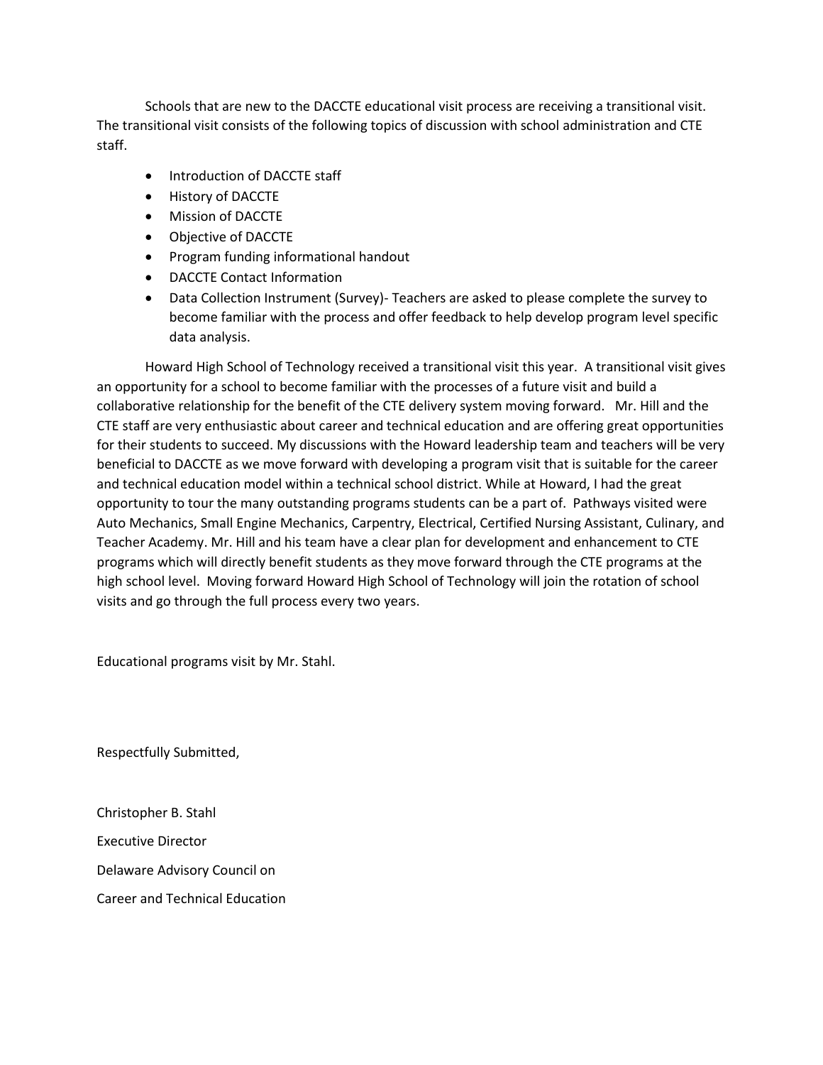Schools that are new to the DACCTE educational visit process are receiving a transitional visit. The transitional visit consists of the following topics of discussion with school administration and CTE staff.

- Introduction of DACCTE staff
- History of DACCTE
- Mission of DACCTE
- Objective of DACCTE
- Program funding informational handout
- DACCTE Contact Information
- Data Collection Instrument (Survey)- Teachers are asked to please complete the survey to become familiar with the process and offer feedback to help develop program level specific data analysis.

Howard High School of Technology received a transitional visit this year. A transitional visit gives an opportunity for a school to become familiar with the processes of a future visit and build a collaborative relationship for the benefit of the CTE delivery system moving forward. Mr. Hill and the CTE staff are very enthusiastic about career and technical education and are offering great opportunities for their students to succeed. My discussions with the Howard leadership team and teachers will be very beneficial to DACCTE as we move forward with developing a program visit that is suitable for the career and technical education model within a technical school district. While at Howard, I had the great opportunity to tour the many outstanding programs students can be a part of. Pathways visited were Auto Mechanics, Small Engine Mechanics, Carpentry, Electrical, Certified Nursing Assistant, Culinary, and Teacher Academy. Mr. Hill and his team have a clear plan for development and enhancement to CTE programs which will directly benefit students as they move forward through the CTE programs at the high school level. Moving forward Howard High School of Technology will join the rotation of school visits and go through the full process every two years.

Educational programs visit by Mr. Stahl.

Respectfully Submitted,

Christopher B. Stahl

Executive Director

Delaware Advisory Council on

Career and Technical Education